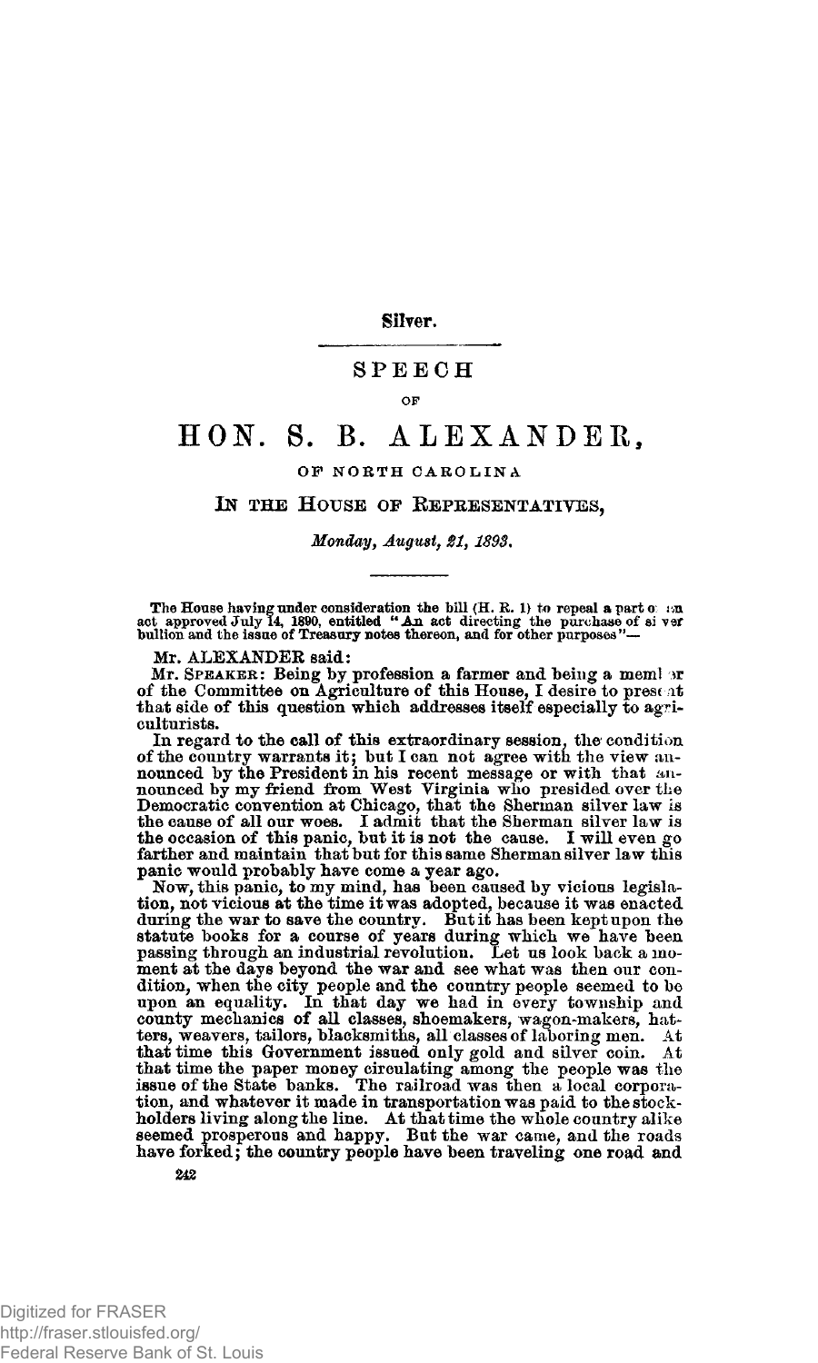**Silver.**

# SPEECH

OF

# HON. S. B. ALEXANDER,

## OF NORTH CAROLINA

## IN THE HOUSE OF REPRESENTATIVES,

*Monday, August, 21, 1893.*

The House having under consideration the bill (H. R. 1) to repeal a part of an act approved July 14, 1890, entitled "An act directing the purchase of silver bullion and the issue of Treasury notes thereon, and for other purposes"—

Mr. ALEXANDER said:

Mr. SPEAKER: Being by profession a farmer and being a member of the Committee on Agriculture of this House, I desire to present that side of this question which addresses itself especially to agriculturists.

In regard to the call of this extraordinary session, the condition of the country warrants it; but I can not agree with the view announced by the President in his recent message or with that announced by my friend from West Virginia who presided over the Democratic convention at Chicago, that the Sherman silver law is the cause of all our woes. I admit that the Sherman silver law is the occasion of this panic, but it is not the cause. I will even go farther and maintain that but for this same Sherman silver law this panic would probably have come a year ago.

Now, this panic, to my mind, has been caused by vicious legislation, not vicious at the time it was adopted, because it was enacted during the war to save the country. But it has been kept upon the statute books for a course of years during which we have been passing through an industrial revolution. Let us look back a moment at the days beyond the war and see what was then our condition, when the city people and the country people seemed to be upon an equality. In that day we had in every township and county mechanics of all classes, shoemakers, wagon-makers, hatters, weavers, tailors, blacksmiths, all classes of laboring men. At that time this Government issued only gold and silver coin. At that time the paper money circulating among the people was the issue of the State banks. The railroad was then a local corporation, and whatever it made in transportation was paid to the stockholders living along the line. At that time the whole country alike seemed prosperous and happy. But the war came, and the roads have forked; the country people have been traveling one road and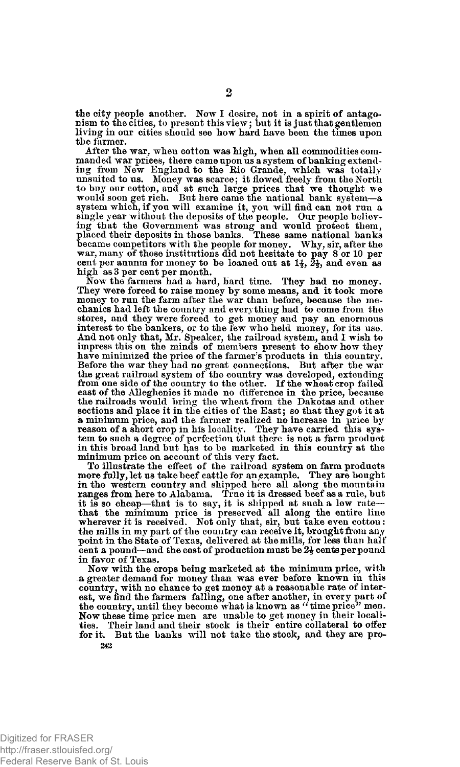the city people another. Now I desire, not in a spirit of antagonism to the cities, to present this view; but it is just that gentlemen living in our cities should see how hard have been the times upon the farmer.

After the war, when cotton was high, when all commodities commanded war prices, there came upon us a system of banking extending from New England to the Rio Grande, which was totally unsuited to us. Money was scarce; it flowed freely from the North to buy our cotton, and at such large prices that we thought we would soon get rich. But here came the national bank system—a system which, if you will examine it, you will find can not run a single year without the deposits of the people. Our people believing that the Government was strong and would protect them, placed their deposits in those banks. These same national banks became competitors with the people for money. Why, sir, after the war, many of those institutions did not hesitate to pay 8 or 10 per cent per annum for money to be loaned out at $1\frac{1}{2}$, $2\frac{1}{2}$, and even as high as 3 per cent per month.

Now the farmers had a hard, hard time. They had no money. They were forced to raise money by some means, and it took more money to run the farm after the war than before, because the mechanics had left the country and everything had to come from the stores, and they were forced to get money and pay an enormous interest to the bankers, or to the few who held money, for its use. And not only that, Mr. Speaker, the railroad system, and I wish to impress this on the minds of members present to show how they have minimized the price of the farmer's products in this country. Before the war they had no great connections. But after the war the great railroad system of the country was developed, extending from one side of the country to the other. If the wheat crop failed east of the Alleghenies it made no difference in the price, because the railroads would bring the wheat from the Dakotas and other sections and place it in the cities of the East; so that they got it at a minimum price, and the farmer realized no increase in price by reason of a short crop in his locality. They have carried this system to such a degree of perfection that there is not a farm product in this broad land but has to be marketed in this country at the minimum price on account of this very fact.

To illustrate the effect of the railroad system on farm products more fully, let us take beef cattle for an example. They are bought in the western country and shipped here all along the mountain ranges from here to Alabama. True it is dressed beef as a rule, but it is so cheap—that is to say, it is shipped at such a low rate—that the minimum price is preserved all along the entire line wherever it is received. Not only that, sir, but take even cotton: the mills in my part of the country can receive it, brought from any point in the State of Texas, delivered at the mills, for less than half cent a pound—and the cost of production must be $2\frac{1}{2}$ cents per pound in favor of Texas.

Now with the crops being marketed at the minimum price, with a greater demand for money than was ever before known in this country, with no chance to get money at a reasonable rate of interest, we find the farmers falling, one after another, in every part of the country, until they become what is known as "time price" men. Now these time price men are unable to get money in their localities. Their land and their stock is their entire collateral to offer for it. But the banks will not take the stock, and they are pro-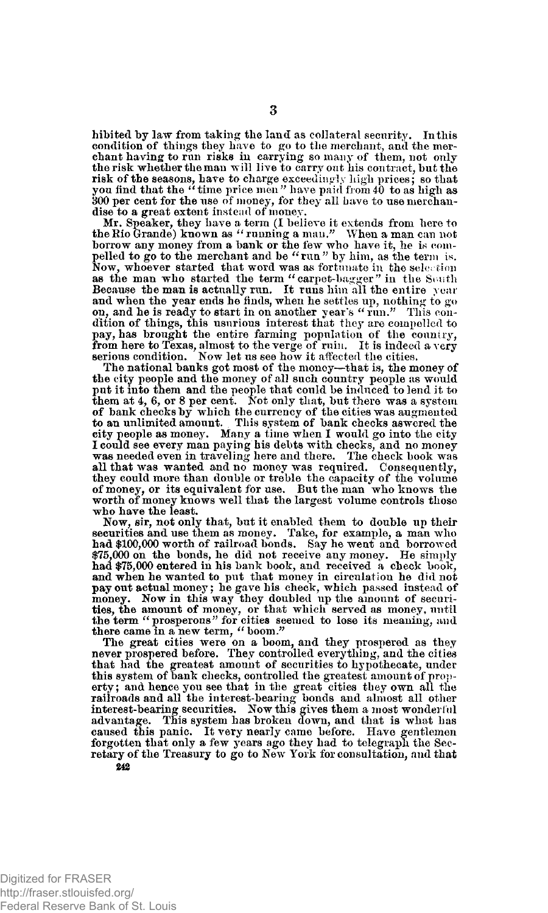hibited by law from taking the land as collateral security. In this condition of things they have to go to the merchant, and the merchant having to run risks in carrying so many of them, not only the risk whether the man will live to carry out his contract, but the risk of the seasons, have to charge exceedingly high prices; so that you find that the "time price men" have paid from 40 to as high as 300 per cent for the use of money, for they all have to use merchandise to a great extent instead of money.

Mr. Speaker, they have a term (I believe it extends from here to the Rio Grande) known as "running a man." When a man can not borrow any money from a bank or the few who have it, he is compelled to go to the merchant and be "run" by him, as the term is. Now, whoever started that word was as fortunate in the selection as the man who started the term "carpet-bagger" in the South. Because the man is actually run. It runs him all the entire year and when the year ends he finds, when he settles up, nothing to go on, and he is ready to start in on another year's "run." This condition of things, this usurious interest that they are compelled to pay, has brought the entire farming population of the country, from here to Texas, almost to the verge of ruin. It is indeed a very serious condition. Now let us see how it affected the cities.

The national banks got most of the money—that is, the money of the city people and the money of all such country people as would put it into them and the people that could be induced to lend it to them at 4, 6, or 8 per cent. Not only that, but there was a system of bank checks by which the currency of the cities was augmented to an unlimited amount. This system of bank checks aswered the city people as money. Many a time when I would go into the city I could see every man paying his debts with checks, and no money was needed even in traveling here and there. The check book was all that was wanted and no money was required. Consequently, they could more than double or treble the capacity of the volume of money, or its equivalent for use. But the man who knows the worth of money knows well that the largest volume controls those who have the least.

Now, sir, not only that, but it enabled them to double up their securities and use them as money. Take, for example, a man who had $100,000 worth of railroad bonds. Say he went and borrowed $75,000 on the bonds, he did not receive any money. He simply had $75,000 entered in his bank book, and received a check book, and when he wanted to put that money in circulation he did not pay out actual money; he gave his check, which passed instead of money. Now in this way they doubled up the amount of securities, the amount of money, or that which served as money, until the term "prosperous" for cities seemed to lose its meaning, and there came in a new term, "boom."

The great cities were on a boom, and they prospered as they never prospered before. They controlled everything, and the cities that had the greatest amount of securities to hypothecate, under this system of bank checks, controlled the greatest amount of property; and hence you see that in the great cities they own all the railroads and all the interest-bearing bonds and almost all other interest-bearing securities. Now this gives them a most wonderful advantage. This system has broken down, and that is what has caused this panic. It very nearly came before. Have gentlemen forgotten that only a few years ago they had to telegraph the Secretary of the Treasury to go to New York for consultation, and that

242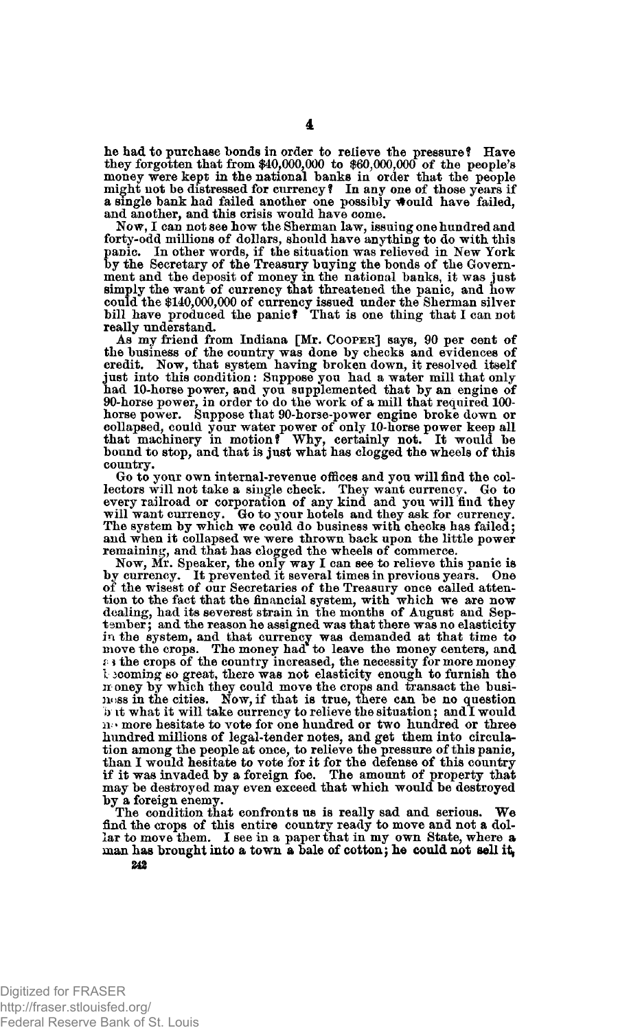he had to purchase bonds in order to relieve the pressure? Have they forgotten that from $40,000,000 to $60,000,000 of the people's money were kept in the national banks in order that the people might not be distressed for currency? In any one of those years if a single bank had failed another one possibly would have failed, and another, and this crisis would have come.

Now, I can not see how the Sherman law, issuing one hundred and forty-odd millions of dollars, should have anything to do with this panic. In other words, if the situation was relieved in New York by the Secretary of the Treasury buying the bonds of the Government and the deposit of money in the national banks, it was just simply the want of currency that threatened the panic, and how could the $140,000,000 of currency issued under the Sherman silver bill have produced the panic? That is one thing that I can not really understand.

As my friend from Indiana [Mr. COOPER] says, 90 per cent of the business of the country was done by checks and evidences of credit. Now, that system having broken down, it resolved itself just into this condition: Suppose you had a water mill that only had 10-horse power, and you supplemented that by an engine of 90-horse power, in order to do the work of a mill that required 100-horse power. Suppose that 90-horse-power engine broke down or collapsed, could your water power of only 10-horse power keep all that machinery in motion? Why, certainly not. It would be bound to stop, and that is just what has clogged the wheels of this country.

Go to your own internal-revenue offices and you will find the collectors will not take a single check. They want currency. Go to every railroad or corporation of any kind and you will find they will want currency. Go to your hotels and they ask for currency. The system by which we could do business with checks has failed; and when it collapsed we were thrown back upon the little power remaining, and that has clogged the wheels of commerce.

Now, Mr. Speaker, the only way I can see to relieve this panic is by currency. It prevented it several times in previous years. One of the wisest of our Secretaries of the Treasury once called attention to the fact that the financial system, with which we are now dealing, had its severest strain in the months of August and September; and the reason he assigned was that there was no elasticity in the system, and that currency was demanded at that time to move the crops. The money had to leave the money centers, and as the crops of the country increased, the necessity for more money becoming so great, there was not elasticity enough to furnish the money by which they could move the crops and transact the business in the cities. Now, if that is true, there can be no question but what it will take currency to relieve the situation; and I would no more hesitate to vote for one hundred or two hundred or three hundred millions of legal-tender notes, and get them into circulation among the people at once, to relieve the pressure of this panic, than I would hesitate to vote for it for the defense of this country if it was invaded by a foreign foe. The amount of property that may be destroyed may even exceed that which would be destroyed by a foreign enemy.

The condition that confronts us is really sad and serious. We find the crops of this entire country ready to move and not a dollar to move them. I see in a paper that in my own State, where a man has brought into a town a bale of cotton; he could not sell it,

242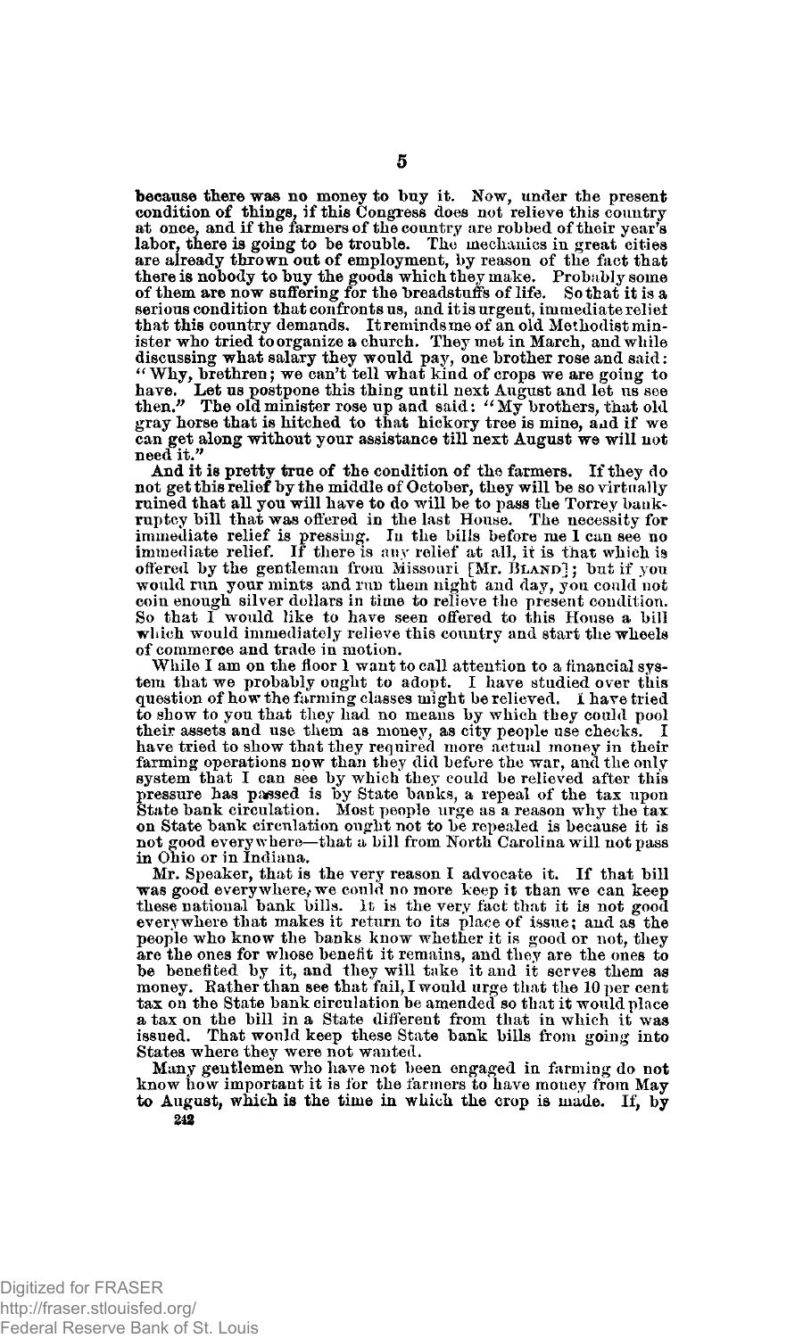because there was no money to buy it. Now, under the present condition of things, if this Congress does not relieve this country at once, and if the farmers of the country are robbed of their year's labor, there is going to be trouble. The mechanics in great cities are already thrown out of employment, by reason of the fact that there is nobody to buy the goods which they make. Probably some of them are now suffering for the breadstuffs of life. So that it is a serious condition that confronts us, and it is urgent, immediate relief that this country demands. It reminds me of an old Methodist minister who tried to organize a church. They met in March, and while discussing what salary they would pay, one brother rose and said: "Why, brethren; we can't tell what kind of crops we are going to have. Let us postpone this thing until next August and let us see then." The old minister rose up and said: "My brothers, that old gray horse that is hitched to that hickory tree is mine, and if we can get along without your assistance till next August we will not need it."

And it is pretty true of the condition of the farmers. If they do not get this relief by the middle of October, they will be so virtually ruined that all you will have to do will be to pass the Torrey bankruptcy bill that was offered in the last House. The necessity for immediate relief is pressing. In the bills before me I can see no immediate relief. If there is any relief at all, it is that which is offered by the gentleman from Missouri [Mr. BLAND]; but if you would run your mints and run them night and day, you could not coin enough silver dollars in time to relieve the present condition. So that I would like to have seen offered to this House a bill which would immediately relieve this country and start the wheels of commerce and trade in motion.

While I am on the floor I want to call attention to a financial system that we probably ought to adopt. I have studied over this question of how the farming classes might be relieved. I have tried to show to you that they had no means by which they could pool their assets and use them as money, as city people use checks. I have tried to show that they required more actual money in their farming operations now than they did before the war, and the only system that I can see by which they could be relieved after this pressure has passed is by State banks, a repeal of the tax upon State bank circulation. Most people urge as a reason why the tax on State bank circulation ought not to be repealed is because it is not good everywhere—that a bill from North Carolina will not pass in Ohio or in Indiana.

Mr. Speaker, that is the very reason I advocate it. If that bill was good everywhere, we could no more keep it than we can keep these national bank bills. It is the very fact that it is not good everywhere that makes it return to its place of issue; and as the people who know the banks know whether it is good or not, they are the ones for whose benefit it remains, and they are the ones to be benefited by it, and they will take it and it serves them as money. Rather than see that fail, I would urge that the 10 per cent tax on the State bank circulation be amended so that it would place a tax on the bill in a State different from that in which it was issued. That would keep these State bank bills from going into States where they were not wanted.

Many gentlemen who have not been engaged in farming do not know how important it is for the farmers to have money from May to August, which is the time in which the crop is made. If, by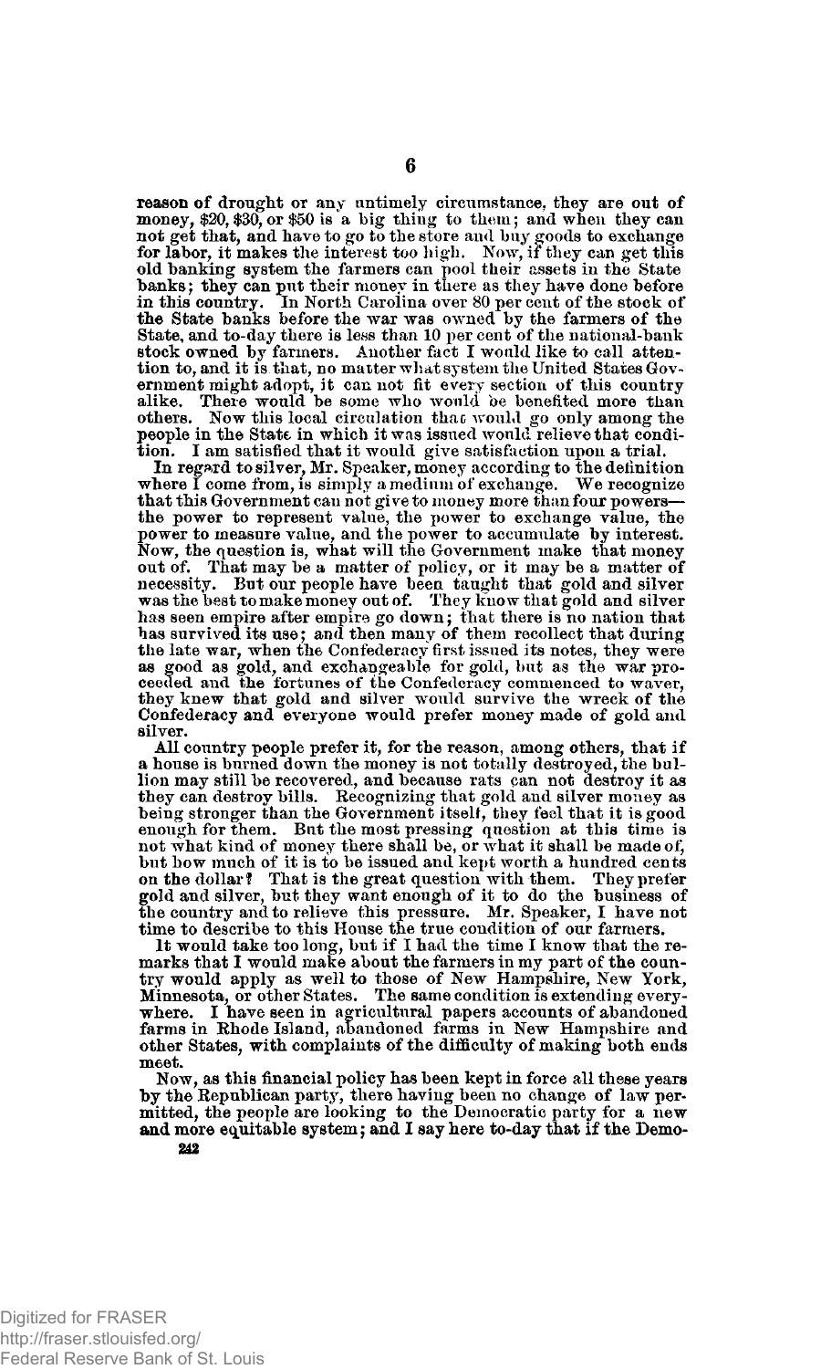reason of drought or any untimely circumstance, they are out of money, $20, $30, or $50 is a big thing to them; and when they can not get that, and have to go to the store and buy goods to exchange for labor, it makes the interest too high. Now, if they can get this old banking system the farmers can pool their assets in the State banks; they can put their money in there as they have done before in this country. In North Carolina over 80 per cent of the stock of the State banks before the war was owned by the farmers of the State, and to-day there is less than 10 per cent of the national-bank stock owned by farmers. Another fact I would like to call attention to, and it is that, no matter what system the United States Government might adopt, it can not fit every section of this country alike. There would be some who would be benefited more than others. Now this local circulation that would go only among the people in the State in which it was issued would relieve that condition. I am satisfied that it would give satisfaction upon a trial.

In regard to silver, Mr. Speaker, money according to the definition where I come from, is simply a medium of exchange. We recognize that this Government can not give to money more than four powers—the power to represent value, the power to exchange value, the power to measure value, and the power to accumulate by interest. Now, the question is, what will the Government make that money out of. That may be a matter of policy, or it may be a matter of necessity. But our people have been taught that gold and silver was the best to make money out of. They know that gold and silver has seen empire after empire go down; that there is no nation that has survived its use; and then many of them recollect that during the late war, when the Confederacy first issued its notes, they were as good as gold, and exchangeable for gold, but as the war proceeded and the fortunes of the Confederacy commenced to waver, they knew that gold and silver would survive the wreck of the Confederacy and everyone would prefer money made of gold and silver.

All country people prefer it, for the reason, among others, that if a house is burned down the money is not totally destroyed, the bullion may still be recovered, and because rats can not destroy it as they can destroy bills. Recognizing that gold and silver money as being stronger than the Government itself, they feel that it is good enough for them. But the most pressing question at this time is not what kind of money there shall be, or what it shall be made of, but how much of it is to be issued and kept worth a hundred cents on the dollar? That is the great question with them. They prefer gold and silver, but they want enough of it to do the business of the country and to relieve this pressure. Mr. Speaker, I have not time to describe to this House the true condition of our farmers.

It would take too long, but if I had the time I know that the remarks that I would make about the farmers in my part of the country would apply as well to those of New Hampshire, New York, Minnesota, or other States. The same condition is extending everywhere. I have seen in agricultural papers accounts of abandoned farms in Rhode Island, abandoned farms in New Hampshire and other States, with complaints of the difficulty of making both ends meet.

Now, as this financial policy has been kept in force all these years by the Republican party, there having been no change of law permitted, the people are looking to the Democratic party for a new and more equitable system; and I say here to-day that if the Demo-

242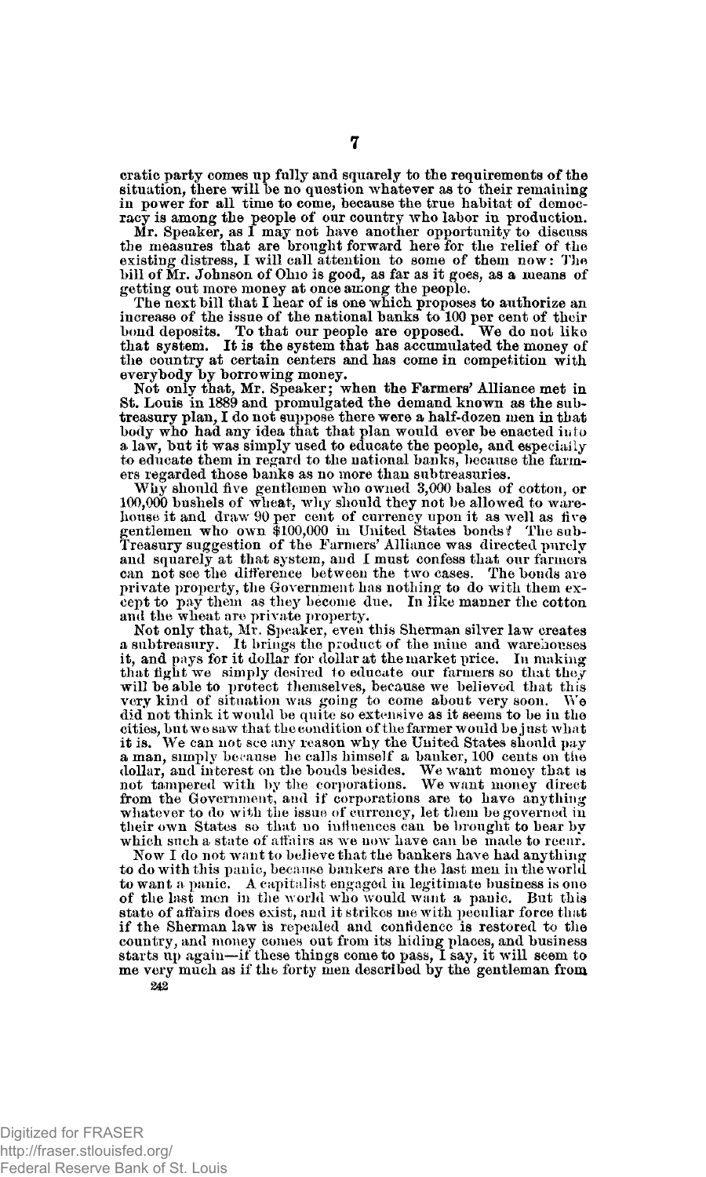cratic party comes up fully and squarely to the requirements of the situation, there will be no question whatever as to their remaining in power for all time to come, because the true habitat of democracy is among the people of our country who labor in production.

Mr. Speaker, as I may not have another opportunity to discuss the measures that are brought forward here for the relief of the existing distress, I will call attention to some of them now: The bill of Mr. Johnson of Ohio is good, as far as it goes, as a means of getting out more money at once among the people.

The next bill that I hear of is one which proposes to authorize an increase of the issue of the national banks to 100 per cent of their bond deposits. To that our people are opposed. We do not like that system. It is the system that has accumulated the money of the country at certain centers and has come in competition with everybody by borrowing money.

Not only that, Mr. Speaker; when the Farmers' Alliance met in St. Louis in 1889 and promulgated the demand known as the subtreasury plan, I do not suppose there were a half-dozen men in that body who had any idea that that plan would ever be enacted into a law, but it was simply used to educate the people, and especially to educate them in regard to the national banks, because the farmers regarded those banks as no more than subtreasuries.

Why should five gentlemen who owned 3,000 bales of cotton, or 100,000 bushels of wheat, why should they not be allowed to warehouse it and draw 90 per cent of currency upon it as well as five gentlemen who own $100,000 in United States bonds? The sub-Treasury suggestion of the Farmers' Alliance was directed purely and squarely at that system, and I must confess that our farmers can not see the difference between the two cases. The bonds are private property, the Government has nothing to do with them except to pay them as they become due. In like manner the cotton and the wheat are private property.

Not only that, Mr. Speaker, even this Sherman silver law creates a subtreasury. It brings the product of the mine and warehouses it, and pays for it dollar for dollar at the market price. In making that fight we simply desired to educate our farmers so that they will be able to protect themselves, because we believed that this very kind of situation was going to come about very soon. We did not think it would be quite so extensive as it seems to be in the cities, but we saw that the condition of the farmer would be just what it is. We can not see any reason why the United States should pay a man, simply because he calls himself a banker, 100 cents on the dollar, and interest on the bonds besides. We want money that is not tampered with by the corporations. We want money direct from the Government, and if corporations are to have anything whatever to do with the issue of currency, let them be governed in their own States so that no influences can be brought to bear by which such a state of affairs as we now have can be made to recur.

Now I do not want to believe that the bankers have had anything to do with this panic, because bankers are the last men in the world to want a panic. A capitalist engaged in legitimate business is one of the last men in the world who would want a panic. But this state of affairs does exist, and it strikes me with peculiar force that if the Sherman law is repealed and confidence is restored to the country, and money comes out from its hiding places, and business starts up again—if these things come to pass, I say, it will seem to me very much as if the forty men described by the gentleman from

242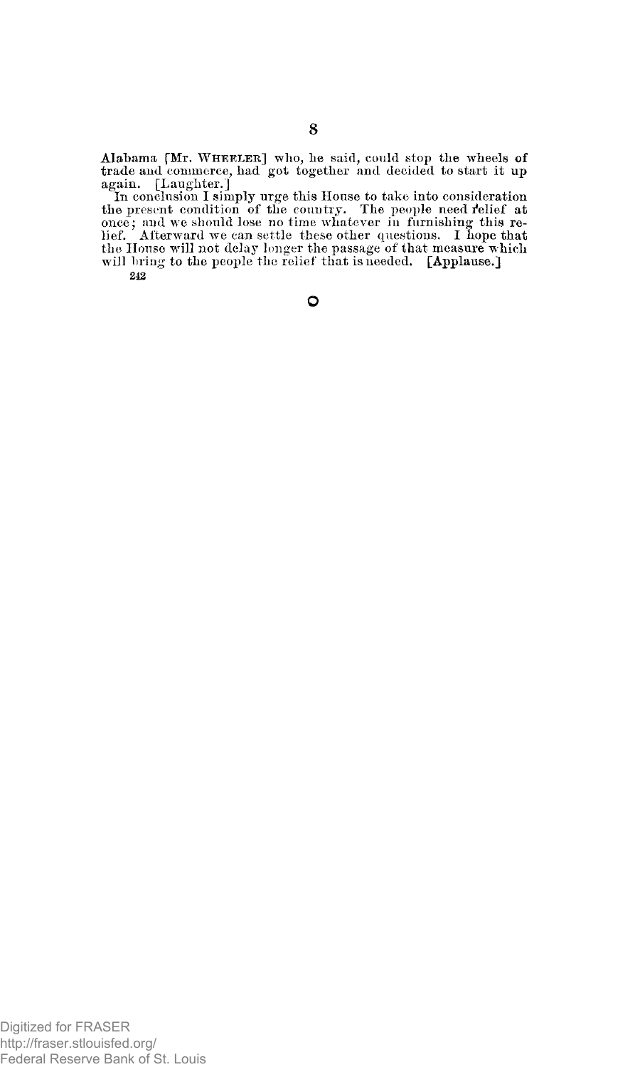Alabama [Mr. WHEELER] who, he said, could stop the wheels of trade and commerce, had got together and decided to start it up again. [Laughter.]

In conclusion I simply urge this House to take into consideration the present condition of the country. The people need relief at once; and we should lose no time whatever in furnishing this relief. Afterward we can settle these other questions. I hope that the House will not delay longer the passage of that measure which will bring to the people the relief that is needed. [Applause.]

242

O